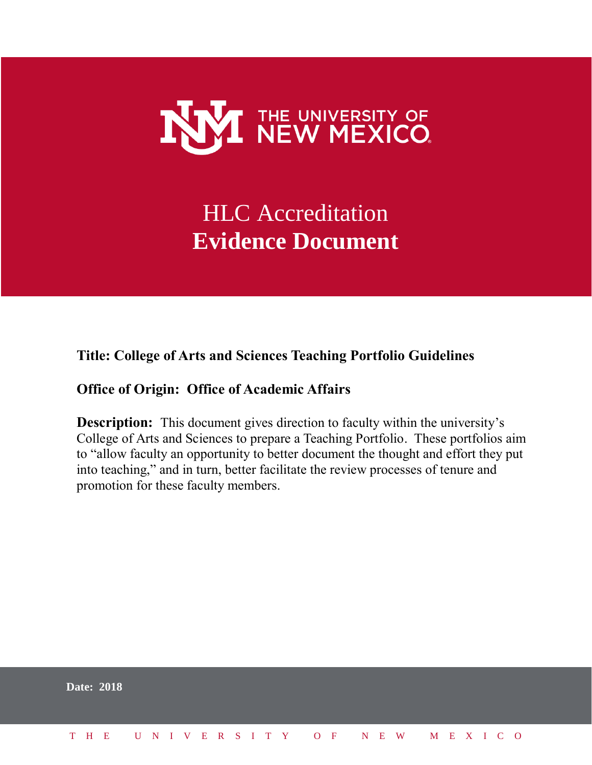THE UNIVERSITY OF NEW MEXICO

# HLC Accreditation
# **Evidence Document**

**Title: College of Arts and Sciences Teaching Portfolio Guidelines**

**Office of Origin: Office of Academic Affairs**

**Description:** This document gives direction to faculty within the university's College of Arts and Sciences to prepare a Teaching Portfolio. These portfolios aim to "allow faculty an opportunity to better document the thought and effort they put into teaching," and in turn, better facilitate the review processes of tenure and promotion for these faculty members.

**Date: 2018**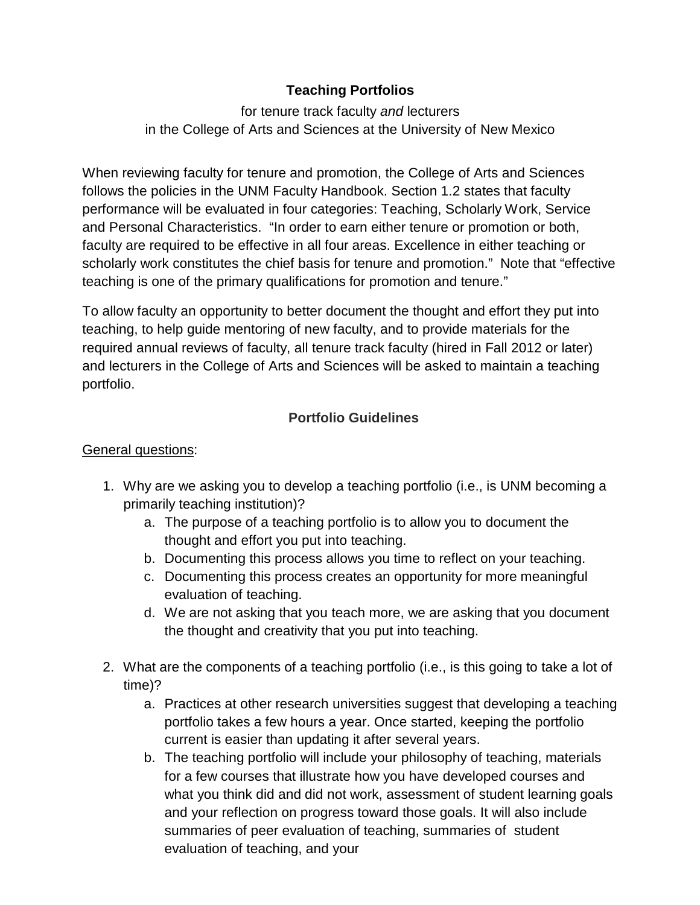**Teaching Portfolios**

for tenure track faculty *and* lecturers
in the College of Arts and Sciences at the University of New Mexico

When reviewing faculty for tenure and promotion, the College of Arts and Sciences follows the policies in the UNM Faculty Handbook. Section 1.2 states that faculty performance will be evaluated in four categories: Teaching, Scholarly Work, Service and Personal Characteristics. "In order to earn either tenure or promotion or both, faculty are required to be effective in all four areas. Excellence in either teaching or scholarly work constitutes the chief basis for tenure and promotion." Note that "effective teaching is one of the primary qualifications for promotion and tenure."

To allow faculty an opportunity to better document the thought and effort they put into teaching, to help guide mentoring of new faculty, and to provide materials for the required annual reviews of faculty, all tenure track faculty (hired in Fall 2012 or later) and lecturers in the College of Arts and Sciences will be asked to maintain a teaching portfolio.

**Portfolio Guidelines**

General questions:

1. Why are we asking you to develop a teaching portfolio (i.e., is UNM becoming a primarily teaching institution)?
   a. The purpose of a teaching portfolio is to allow you to document the thought and effort you put into teaching.
   b. Documenting this process allows you time to reflect on your teaching.
   c. Documenting this process creates an opportunity for more meaningful evaluation of teaching.
   d. We are not asking that you teach more, we are asking that you document the thought and creativity that you put into teaching.

2. What are the components of a teaching portfolio (i.e., is this going to take a lot of time)?
   a. Practices at other research universities suggest that developing a teaching portfolio takes a few hours a year. Once started, keeping the portfolio current is easier than updating it after several years.
   b. The teaching portfolio will include your philosophy of teaching, materials for a few courses that illustrate how you have developed courses and what you think did and did not work, assessment of student learning goals and your reflection on progress toward those goals. It will also include summaries of peer evaluation of teaching, summaries of student evaluation of teaching, and your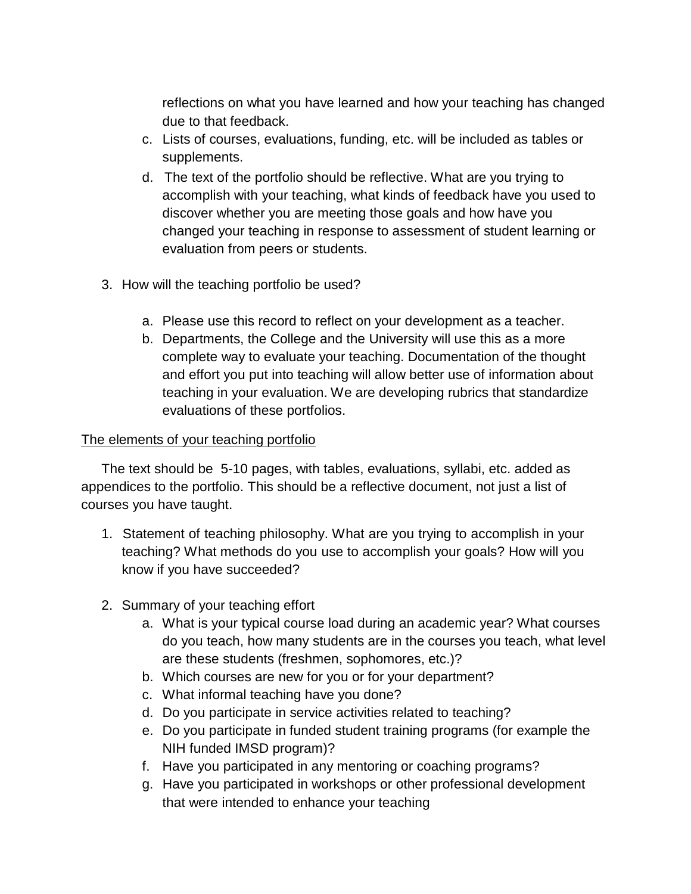reflections on what you have learned and how your teaching has changed due to that feedback.

c. Lists of courses, evaluations, funding, etc. will be included as tables or supplements.
d. The text of the portfolio should be reflective. What are you trying to accomplish with your teaching, what kinds of feedback have you used to discover whether you are meeting those goals and how have you changed your teaching in response to assessment of student learning or evaluation from peers or students.

3. How will the teaching portfolio be used?

    a. Please use this record to reflect on your development as a teacher.
    b. Departments, the College and the University will use this as a more complete way to evaluate your teaching. Documentation of the thought and effort you put into teaching will allow better use of information about teaching in your evaluation. We are developing rubrics that standardize evaluations of these portfolios.

<u>The elements of your teaching portfolio</u>

The text should be 5-10 pages, with tables, evaluations, syllabi, etc. added as appendices to the portfolio. This should be a reflective document, not just a list of courses you have taught.

1. Statement of teaching philosophy. What are you trying to accomplish in your teaching? What methods do you use to accomplish your goals? How will you know if you have succeeded?

2. Summary of your teaching effort
    a. What is your typical course load during an academic year? What courses do you teach, how many students are in the courses you teach, what level are these students (freshmen, sophomores, etc.)?
    b. Which courses are new for you or for your department?
    c. What informal teaching have you done?
    d. Do you participate in service activities related to teaching?
    e. Do you participate in funded student training programs (for example the NIH funded IMSD program)?
    f. Have you participated in any mentoring or coaching programs?
    g. Have you participated in workshops or other professional development that were intended to enhance your teaching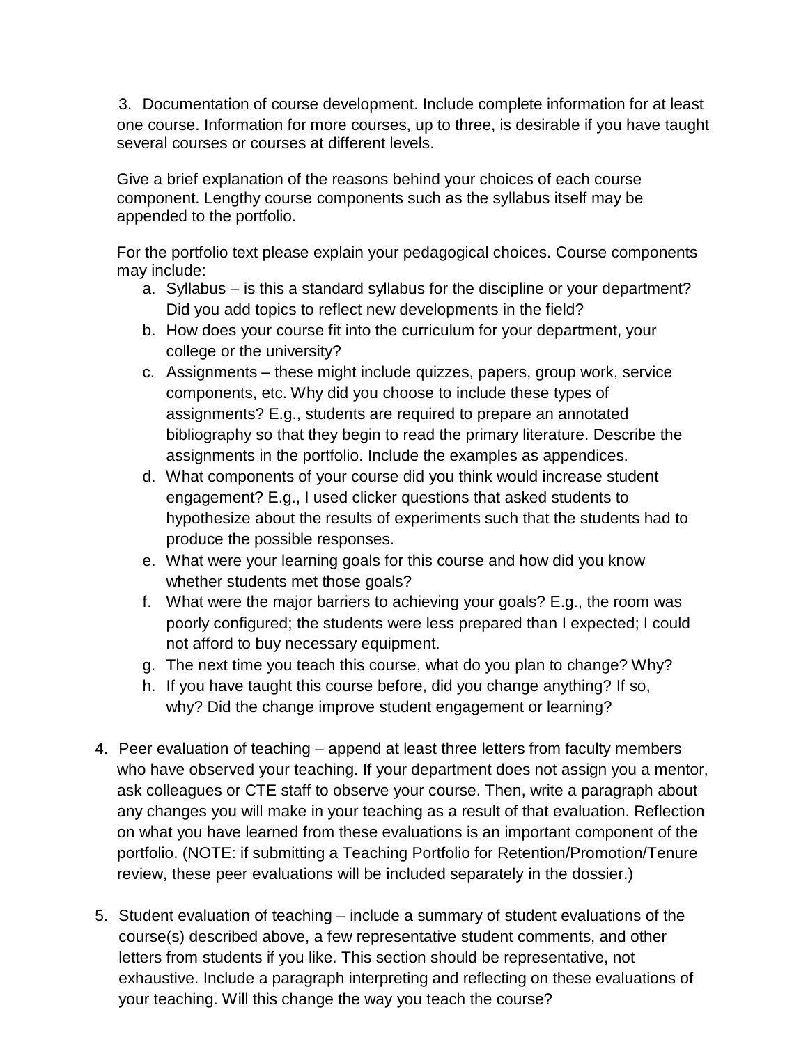3. Documentation of course development. Include complete information for at least one course. Information for more courses, up to three, is desirable if you have taught several courses or courses at different levels.

   Give a brief explanation of the reasons behind your choices of each course component. Lengthy course components such as the syllabus itself may be appended to the portfolio.

   For the portfolio text please explain your pedagogical choices. Course components may include:

   a. Syllabus – is this a standard syllabus for the discipline or your department? Did you add topics to reflect new developments in the field?
   b. How does your course fit into the curriculum for your department, your college or the university?
   c. Assignments – these might include quizzes, papers, group work, service components, etc. Why did you choose to include these types of assignments? E.g., students are required to prepare an annotated bibliography so that they begin to read the primary literature. Describe the assignments in the portfolio. Include the examples as appendices.
   d. What components of your course did you think would increase student engagement? E.g., I used clicker questions that asked students to hypothesize about the results of experiments such that the students had to produce the possible responses.
   e. What were your learning goals for this course and how did you know whether students met those goals?
   f. What were the major barriers to achieving your goals? E.g., the room was poorly configured; the students were less prepared than I expected; I could not afford to buy necessary equipment.
   g. The next time you teach this course, what do you plan to change? Why?
   h. If you have taught this course before, did you change anything? If so, why? Did the change improve student engagement or learning?

4. Peer evaluation of teaching – append at least three letters from faculty members who have observed your teaching. If your department does not assign you a mentor, ask colleagues or CTE staff to observe your course. Then, write a paragraph about any changes you will make in your teaching as a result of that evaluation. Reflection on what you have learned from these evaluations is an important component of the portfolio. (NOTE: if submitting a Teaching Portfolio for Retention/Promotion/Tenure review, these peer evaluations will be included separately in the dossier.)

5. Student evaluation of teaching – include a summary of student evaluations of the course(s) described above, a few representative student comments, and other letters from students if you like. This section should be representative, not exhaustive. Include a paragraph interpreting and reflecting on these evaluations of your teaching. Will this change the way you teach the course?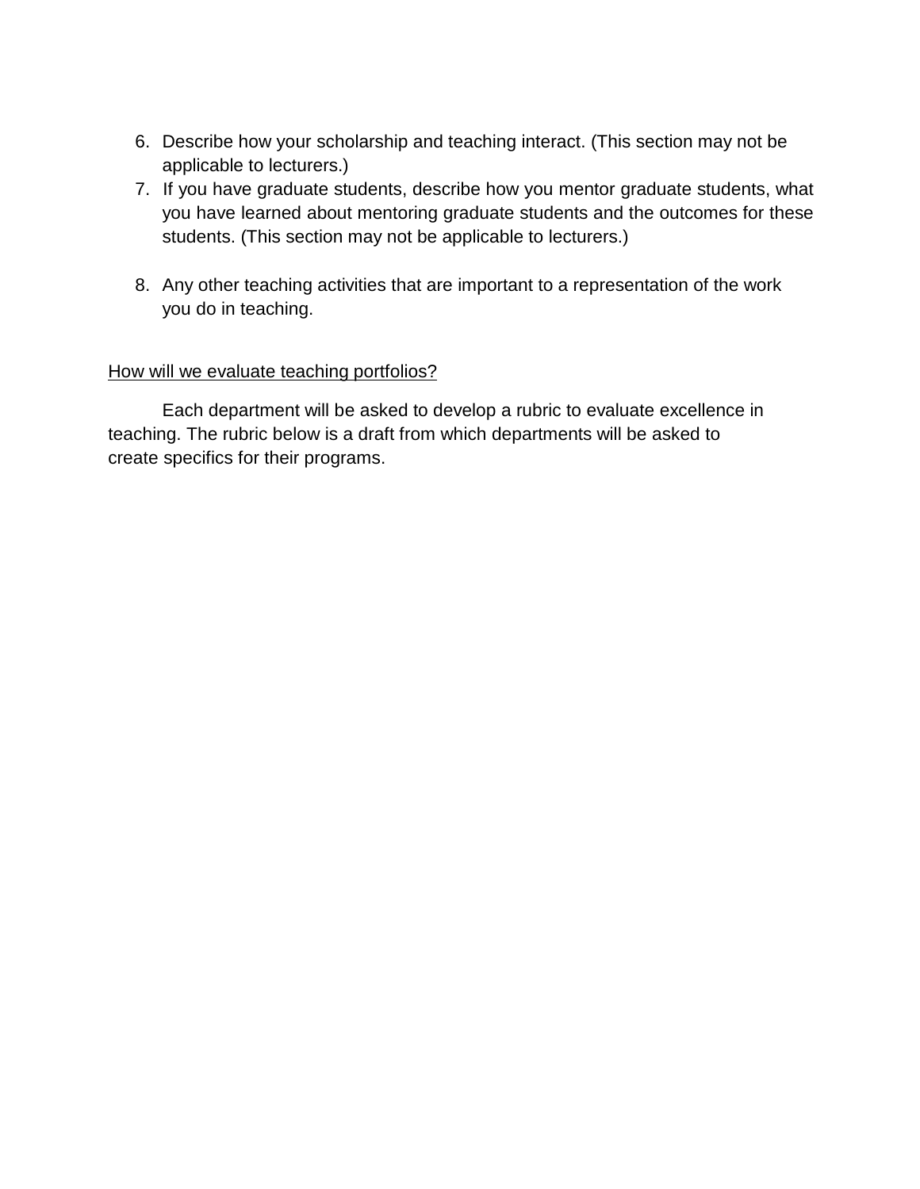6. Describe how your scholarship and teaching interact. (This section may not be applicable to lecturers.)
7. If you have graduate students, describe how you mentor graduate students, what you have learned about mentoring graduate students and the outcomes for these students. (This section may not be applicable to lecturers.)

8. Any other teaching activities that are important to a representation of the work you do in teaching.

<u>How will we evaluate teaching portfolios?</u>

Each department will be asked to develop a rubric to evaluate excellence in teaching. The rubric below is a draft from which departments will be asked to create specifics for their programs.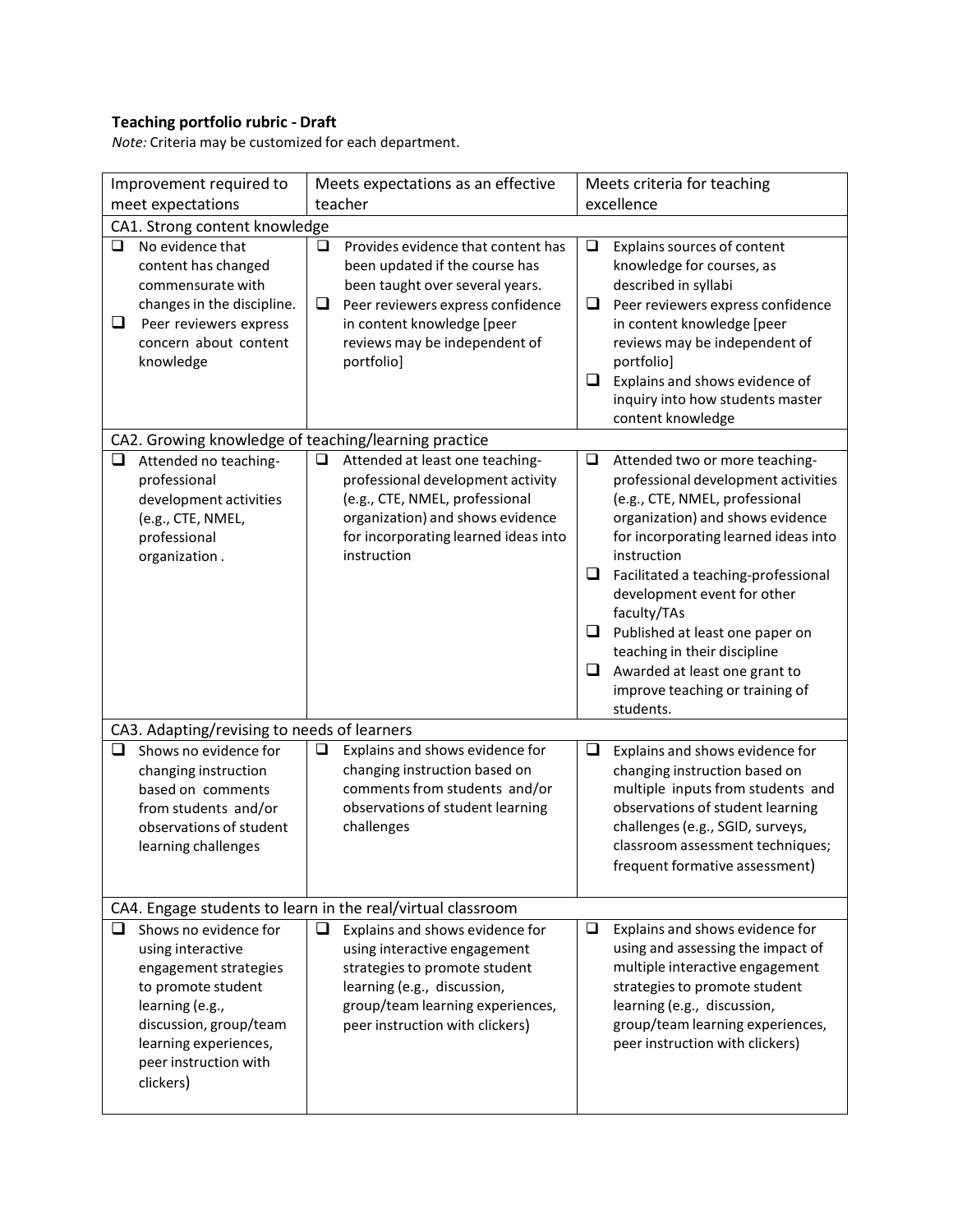**Teaching portfolio rubric - Draft**

*Note:* Criteria may be customized for each department.

| Improvement required to meet expectations | Meets expectations as an effective teacher | Meets criteria for teaching excellence |
|---|---|---|
| **CA1. Strong content knowledge** | | |
| ❑ No evidence that content has changed commensurate with changes in the discipline.<br>❑ Peer reviewers express concern about content knowledge | ❑ Provides evidence that content has been updated if the course has been taught over several years.<br>❑ Peer reviewers express confidence in content knowledge [peer reviews may be independent of portfolio] | ❑ Explains sources of content knowledge for courses, as described in syllabi<br>❑ Peer reviewers express confidence in content knowledge [peer reviews may be independent of portfolio]<br>❑ Explains and shows evidence of inquiry into how students master content knowledge |
| **CA2. Growing knowledge of teaching/learning practice** | | |
| ❑ Attended no teaching-professional development activities (e.g., CTE, NMEL, professional organization . | ❑ Attended at least one teaching-professional development activity (e.g., CTE, NMEL, professional organization) and shows evidence for incorporating learned ideas into instruction | ❑ Attended two or more teaching-professional development activities (e.g., CTE, NMEL, professional organization) and shows evidence for incorporating learned ideas into instruction<br>❑ Facilitated a teaching-professional development event for other faculty/TAs<br>❑ Published at least one paper on teaching in their discipline<br>❑ Awarded at least one grant to improve teaching or training of students. |
| **CA3. Adapting/revising to needs of learners** | | |
| ❑ Shows no evidence for changing instruction based on comments from students and/or observations of student learning challenges | ❑ Explains and shows evidence for changing instruction based on comments from students and/or observations of student learning challenges | ❑ Explains and shows evidence for changing instruction based on multiple inputs from students and observations of student learning challenges (e.g., SGID, surveys, classroom assessment techniques; frequent formative assessment) |
| **CA4. Engage students to learn in the real/virtual classroom** | | |
| ❑ Shows no evidence for using interactive engagement strategies to promote student learning (e.g., discussion, group/team learning experiences, peer instruction with clickers) | ❑ Explains and shows evidence for using interactive engagement strategies to promote student learning (e.g., discussion, group/team learning experiences, peer instruction with clickers) | ❑ Explains and shows evidence for using and assessing the impact of multiple interactive engagement strategies to promote student learning (e.g., discussion, group/team learning experiences, peer instruction with clickers) |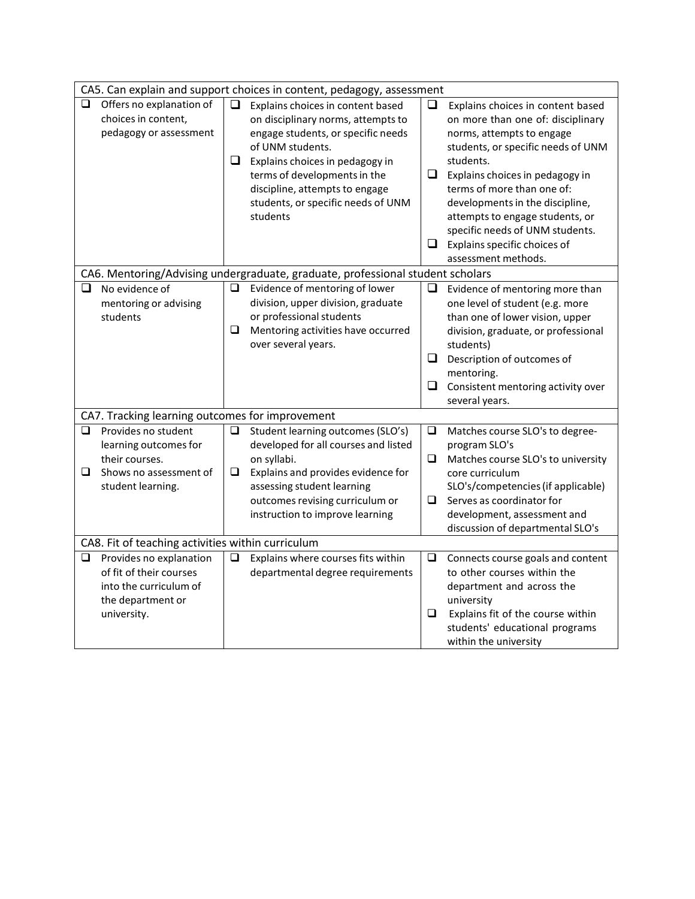| | | |
|---|---|---|
| **CA5. Can explain and support choices in content, pedagogy, assessment** | | |
| ❑ Offers no explanation of choices in content, pedagogy or assessment | ❑ Explains choices in content based on disciplinary norms, attempts to engage students, or specific needs of UNM students.<br>❑ Explains choices in pedagogy in terms of developments in the discipline, attempts to engage students, or specific needs of UNM students | ❑ Explains choices in content based on more than one of: disciplinary norms, attempts to engage students, or specific needs of UNM students.<br>❑ Explains choices in pedagogy in terms of more than one of: developments in the discipline, attempts to engage students, or specific needs of UNM students.<br>❑ Explains specific choices of assessment methods. |
| **CA6. Mentoring/Advising undergraduate, graduate, professional student scholars** | | |
| ❑ No evidence of mentoring or advising students | ❑ Evidence of mentoring of lower division, upper division, graduate or professional students<br>❑ Mentoring activities have occurred over several years. | ❑ Evidence of mentoring more than one level of student (e.g. more than one of lower vision, upper division, graduate, or professional students)<br>❑ Description of outcomes of mentoring.<br>❑ Consistent mentoring activity over several years. |
| **CA7. Tracking learning outcomes for improvement** | | |
| ❑ Provides no student learning outcomes for their courses.<br>❑ Shows no assessment of student learning. | ❑ Student learning outcomes (SLO's) developed for all courses and listed on syllabi.<br>❑ Explains and provides evidence for assessing student learning outcomes revising curriculum or instruction to improve learning | ❑ Matches course SLO's to degree-program SLO's<br>❑ Matches course SLO's to university core curriculum SLO's/competencies (if applicable)<br>❑ Serves as coordinator for development, assessment and discussion of departmental SLO's |
| **CA8. Fit of teaching activities within curriculum** | | |
| ❑ Provides no explanation of fit of their courses into the curriculum of the department or university. | ❑ Explains where courses fits within departmental degree requirements | ❑ Connects course goals and content to other courses within the department and across the university<br>❑ Explains fit of the course within students' educational programs within the university |